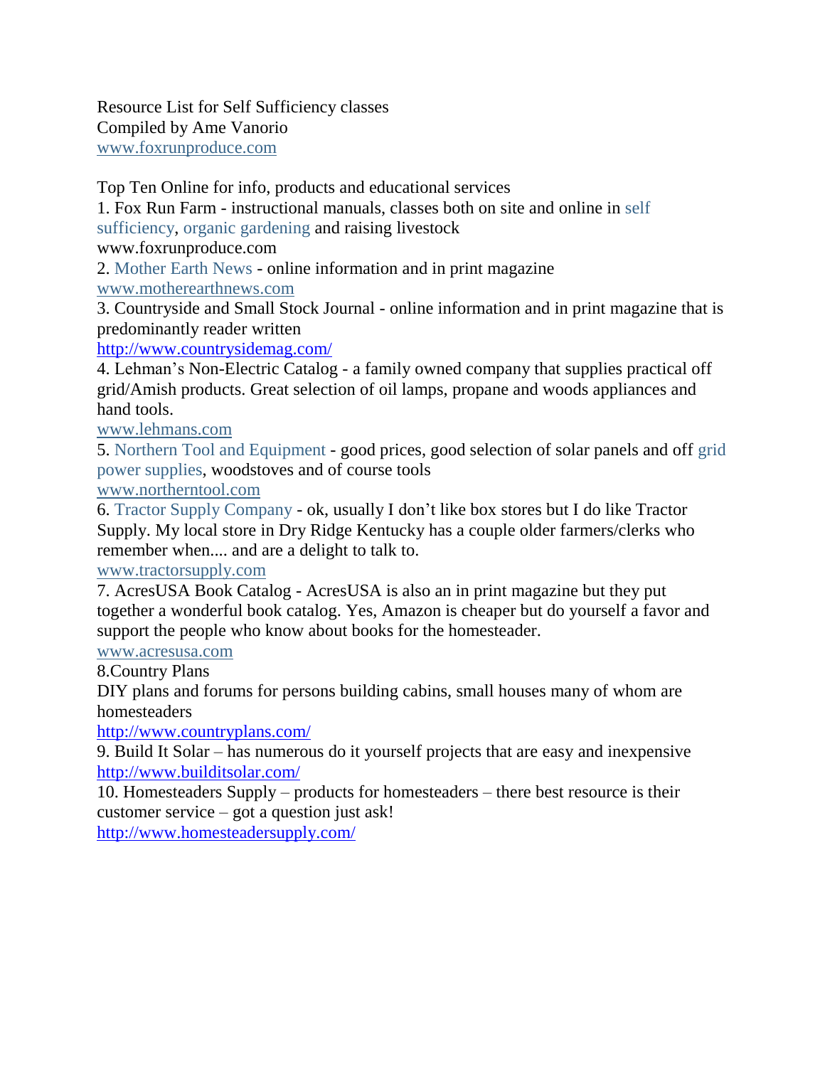Resource List for Self Sufficiency classes
Compiled by Ame Vanorio
www.foxrunproduce.com

Top Ten Online for info, products and educational services

1. Fox Run Farm - instructional manuals, classes both on site and online in self sufficiency, organic gardening and raising livestock
www.foxrunproduce.com
2. Mother Earth News - online information and in print magazine
www.motherearthnews.com
3. Countryside and Small Stock Journal - online information and in print magazine that is predominantly reader written
http://www.countrysidemag.com/
4. Lehman's Non-Electric Catalog - a family owned company that supplies practical off grid/Amish products. Great selection of oil lamps, propane and woods appliances and hand tools.
www.lehmans.com
5. Northern Tool and Equipment - good prices, good selection of solar panels and off grid power supplies, woodstoves and of course tools
www.northerntool.com
6. Tractor Supply Company - ok, usually I don't like box stores but I do like Tractor Supply. My local store in Dry Ridge Kentucky has a couple older farmers/clerks who remember when.... and are a delight to talk to.
www.tractorsupply.com
7. AcresUSA Book Catalog - AcresUSA is also an in print magazine but they put together a wonderful book catalog. Yes, Amazon is cheaper but do yourself a favor and support the people who know about books for the homesteader.
www.acresusa.com
8. Country Plans
DIY plans and forums for persons building cabins, small houses many of whom are homesteaders
http://www.countryplans.com/
9. Build It Solar – has numerous do it yourself projects that are easy and inexpensive
http://www.builditsolar.com/
10. Homesteaders Supply – products for homesteaders – there best resource is their customer service – got a question just ask!
http://www.homesteadersupply.com/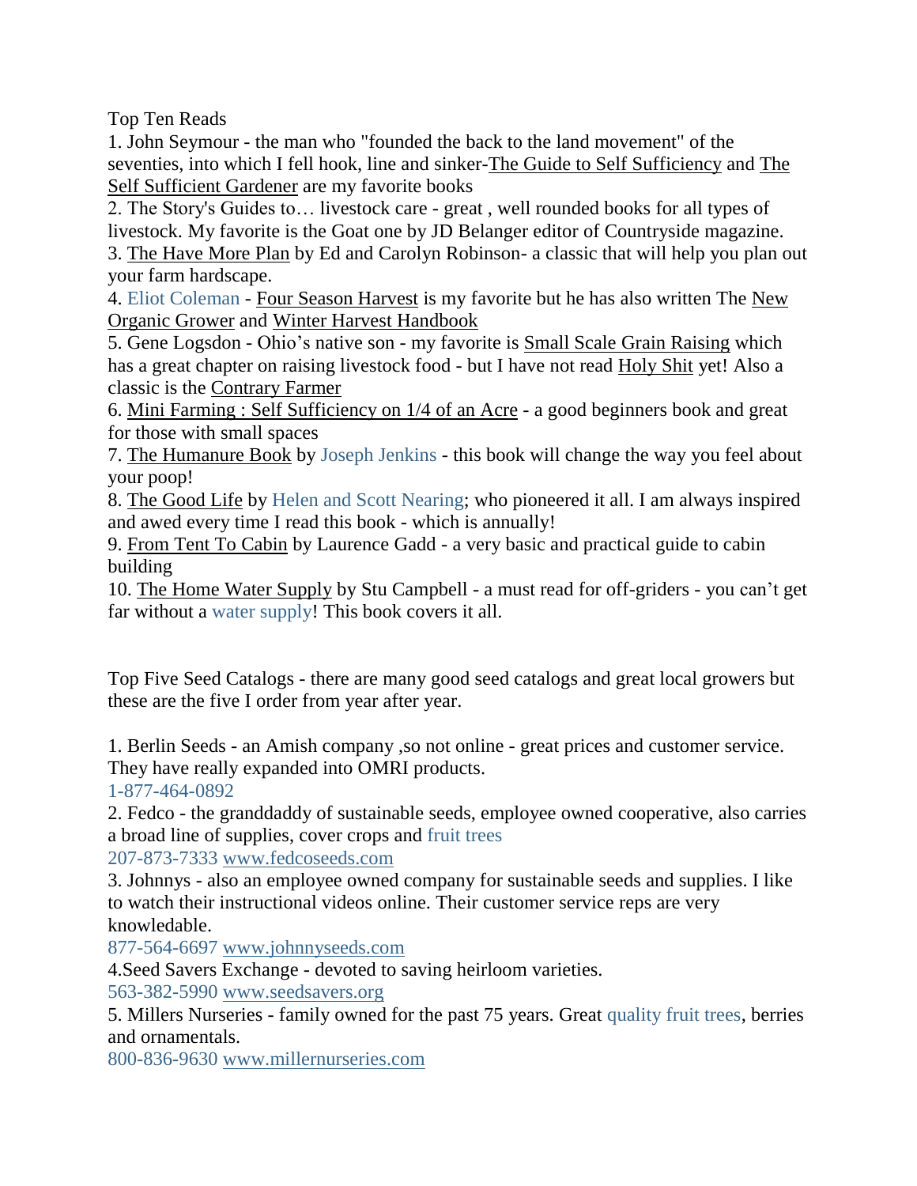Top Ten Reads

1. John Seymour - the man who "founded the back to the land movement" of the seventies, into which I fell hook, line and sinker-The Guide to Self Sufficiency and The Self Sufficient Gardener are my favorite books
2. The Story's Guides to… livestock care - great , well rounded books for all types of livestock. My favorite is the Goat one by JD Belanger editor of Countryside magazine.
3. The Have More Plan by Ed and Carolyn Robinson- a classic that will help you plan out your farm hardscape.
4. Eliot Coleman - Four Season Harvest is my favorite but he has also written The New Organic Grower and Winter Harvest Handbook
5. Gene Logsdon - Ohio's native son - my favorite is Small Scale Grain Raising which has a great chapter on raising livestock food - but I have not read Holy Shit yet! Also a classic is the Contrary Farmer
6. Mini Farming : Self Sufficiency on 1/4 of an Acre - a good beginners book and great for those with small spaces
7. The Humanure Book by Joseph Jenkins - this book will change the way you feel about your poop!
8. The Good Life by Helen and Scott Nearing; who pioneered it all. I am always inspired and awed every time I read this book - which is annually!
9. From Tent To Cabin by Laurence Gadd - a very basic and practical guide to cabin building
10. The Home Water Supply by Stu Campbell - a must read for off-griders - you can't get far without a water supply! This book covers it all.

Top Five Seed Catalogs - there are many good seed catalogs and great local growers but these are the five I order from year after year.

1. Berlin Seeds - an Amish company ,so not online - great prices and customer service. They have really expanded into OMRI products.
   1-877-464-0892
2. Fedco - the granddaddy of sustainable seeds, employee owned cooperative, also carries a broad line of supplies, cover crops and fruit trees
   207-873-7333 www.fedcoseeds.com
3. Johnnys - also an employee owned company for sustainable seeds and supplies. I like to watch their instructional videos online. Their customer service reps are very knowledable.
   877-564-6697 www.johnnyseeds.com
4. Seed Savers Exchange - devoted to saving heirloom varieties.
   563-382-5990 www.seedsavers.org
5. Millers Nurseries - family owned for the past 75 years. Great quality fruit trees, berries and ornamentals.
   800-836-9630 www.millernurseries.com